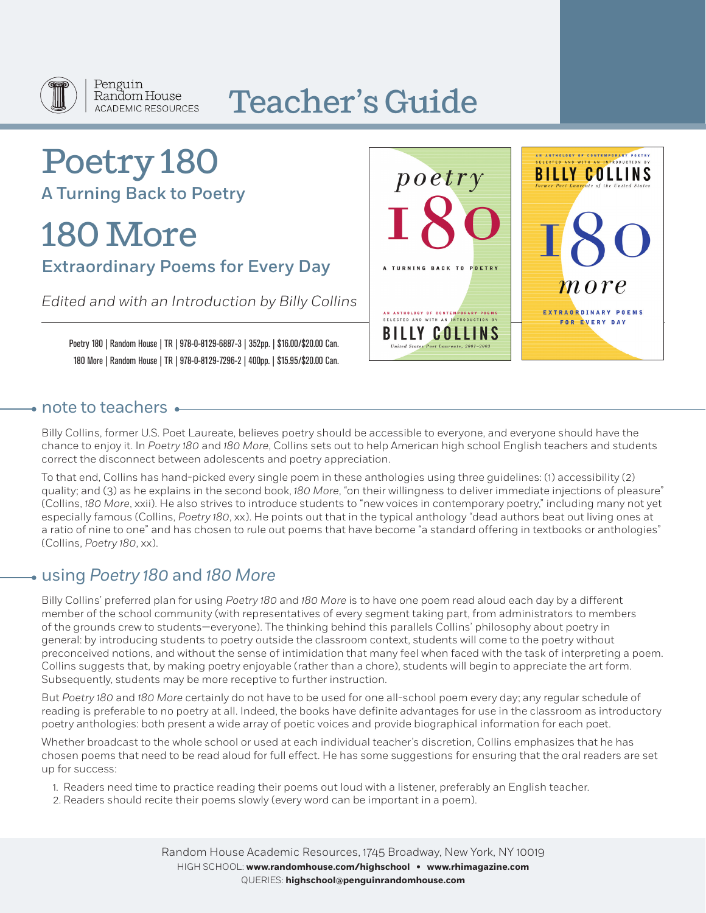Penguin Random House ACADEMIC RESOURCES

# Teacher's Guide

# Poetry 180

## A Turning Back to Poetry

# 180 More

## Extraordinary Poems for Every Day

*Edited and with an Introduction by Billy Collins*

Poetry 180 | Random House | TR | 978-0-8129-6887-3 | 352pp. | $16.00/$20.00 Can.
180 More | Random House | TR | 978-0-8129-7296-2 | 400pp. | $15.95/$20.00 Can.

## note to teachers

Billy Collins, former U.S. Poet Laureate, believes poetry should be accessible to everyone, and everyone should have the chance to enjoy it. In *Poetry 180* and *180 More*, Collins sets out to help American high school English teachers and students correct the disconnect between adolescents and poetry appreciation.

To that end, Collins has hand-picked every single poem in these anthologies using three guidelines: (1) accessibility (2) quality; and (3) as he explains in the second book, *180 More*, "on their willingness to deliver immediate injections of pleasure" (Collins, *180 More*, xxii). He also strives to introduce students to "new voices in contemporary poetry," including many not yet especially famous (Collins, *Poetry 180*, xx). He points out that in the typical anthology "dead authors beat out living ones at a ratio of nine to one" and has chosen to rule out poems that have become "a standard offering in textbooks or anthologies" (Collins, *Poetry 180*, xx).

## using *Poetry 180* and *180 More*

Billy Collins' preferred plan for using *Poetry 180* and *180 More* is to have one poem read aloud each day by a different member of the school community (with representatives of every segment taking part, from administrators to members of the grounds crew to students—everyone). The thinking behind this parallels Collins' philosophy about poetry in general: by introducing students to poetry outside the classroom context, students will come to the poetry without preconceived notions, and without the sense of intimidation that many feel when faced with the task of interpreting a poem. Collins suggests that, by making poetry enjoyable (rather than a chore), students will begin to appreciate the art form. Subsequently, students may be more receptive to further instruction.

But *Poetry 180* and *180 More* certainly do not have to be used for one all-school poem every day; any regular schedule of reading is preferable to no poetry at all. Indeed, the books have definite advantages for use in the classroom as introductory poetry anthologies: both present a wide array of poetic voices and provide biographical information for each poet.

Whether broadcast to the whole school or used at each individual teacher's discretion, Collins emphasizes that he has chosen poems that need to be read aloud for full effect. He has some suggestions for ensuring that the oral readers are set up for success:

1. Readers need time to practice reading their poems out loud with a listener, preferably an English teacher.
2. Readers should recite their poems slowly (every word can be important in a poem).

Random House Academic Resources, 1745 Broadway, New York, NY 10019
HIGH SCHOOL: **www.randomhouse.com/highschool** • **www.rhimagazine.com**
QUERIES: **highschool@penguinrandomhouse.com**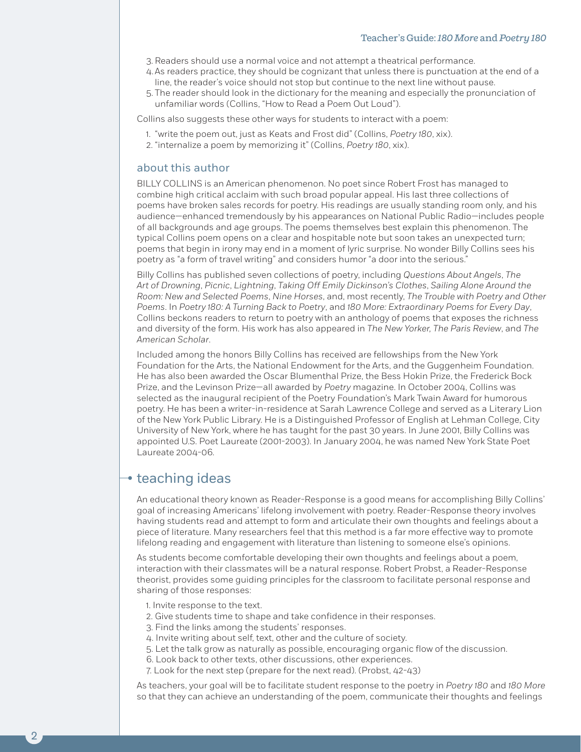3. Readers should use a normal voice and not attempt a theatrical performance.
4. As readers practice, they should be cognizant that unless there is punctuation at the end of a line, the reader's voice should not stop but continue to the next line without pause.
5. The reader should look in the dictionary for the meaning and especially the pronunciation of unfamiliar words (Collins, "How to Read a Poem Out Loud").

Collins also suggests these other ways for students to interact with a poem:

1. "write the poem out, just as Keats and Frost did" (Collins, *Poetry 180*, xix).
2. "internalize a poem by memorizing it" (Collins, *Poetry 180*, xix).

### about this author

BILLY COLLINS is an American phenomenon. No poet since Robert Frost has managed to combine high critical acclaim with such broad popular appeal. His last three collections of poems have broken sales records for poetry. His readings are usually standing room only, and his audience—enhanced tremendously by his appearances on National Public Radio—includes people of all backgrounds and age groups. The poems themselves best explain this phenomenon. The typical Collins poem opens on a clear and hospitable note but soon takes an unexpected turn; poems that begin in irony may end in a moment of lyric surprise. No wonder Billy Collins sees his poetry as "a form of travel writing" and considers humor "a door into the serious."

Billy Collins has published seven collections of poetry, including *Questions About Angels*, *The Art of Drowning*, *Picnic*, *Lightning*, *Taking Off Emily Dickinson's Clothes*, *Sailing Alone Around the Room: New and Selected Poems*, *Nine Horses*, and, most recently, *The Trouble with Poetry and Other Poems*. In *Poetry 180: A Turning Back to Poetry*, and *180 More: Extraordinary Poems for Every Day*, Collins beckons readers to return to poetry with an anthology of poems that exposes the richness and diversity of the form. His work has also appeared in *The New Yorker, The Paris Review*, and *The American Scholar*.

Included among the honors Billy Collins has received are fellowships from the New York Foundation for the Arts, the National Endowment for the Arts, and the Guggenheim Foundation. He has also been awarded the Oscar Blumenthal Prize, the Bess Hokin Prize, the Frederick Bock Prize, and the Levinson Prize—all awarded by *Poetry* magazine. In October 2004, Collins was selected as the inaugural recipient of the Poetry Foundation's Mark Twain Award for humorous poetry. He has been a writer-in-residence at Sarah Lawrence College and served as a Literary Lion of the New York Public Library. He is a Distinguished Professor of English at Lehman College, City University of New York, where he has taught for the past 30 years. In June 2001, Billy Collins was appointed U.S. Poet Laureate (2001-2003). In January 2004, he was named New York State Poet Laureate 2004-06.

## teaching ideas

An educational theory known as Reader-Response is a good means for accomplishing Billy Collins' goal of increasing Americans' lifelong involvement with poetry. Reader-Response theory involves having students read and attempt to form and articulate their own thoughts and feelings about a piece of literature. Many researchers feel that this method is a far more effective way to promote lifelong reading and engagement with literature than listening to someone else's opinions.

As students become comfortable developing their own thoughts and feelings about a poem, interaction with their classmates will be a natural response. Robert Probst, a Reader-Response theorist, provides some guiding principles for the classroom to facilitate personal response and sharing of those responses:

1. Invite response to the text.
2. Give students time to shape and take confidence in their responses.
3. Find the links among the students' responses.
4. Invite writing about self, text, other and the culture of society.
5. Let the talk grow as naturally as possible, encouraging organic flow of the discussion.
6. Look back to other texts, other discussions, other experiences.
7. Look for the next step (prepare for the next read). (Probst, 42-43)

As teachers, your goal will be to facilitate student response to the poetry in *Poetry 180* and *180 More* so that they can achieve an understanding of the poem, communicate their thoughts and feelings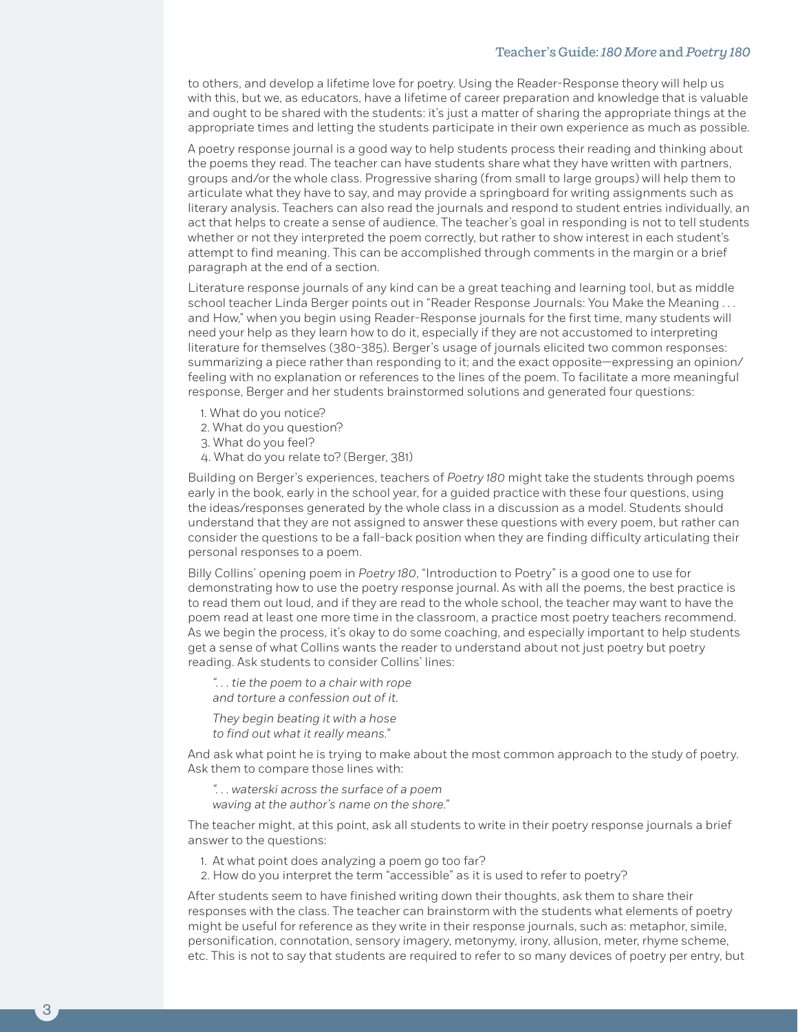to others, and develop a lifetime love for poetry. Using the Reader-Response theory will help us with this, but we, as educators, have a lifetime of career preparation and knowledge that is valuable and ought to be shared with the students: it's just a matter of sharing the appropriate things at the appropriate times and letting the students participate in their own experience as much as possible.

A poetry response journal is a good way to help students process their reading and thinking about the poems they read. The teacher can have students share what they have written with partners, groups and/or the whole class. Progressive sharing (from small to large groups) will help them to articulate what they have to say, and may provide a springboard for writing assignments such as literary analysis. Teachers can also read the journals and respond to student entries individually, an act that helps to create a sense of audience. The teacher's goal in responding is not to tell students whether or not they interpreted the poem correctly, but rather to show interest in each student's attempt to find meaning. This can be accomplished through comments in the margin or a brief paragraph at the end of a section.

Literature response journals of any kind can be a great teaching and learning tool, but as middle school teacher Linda Berger points out in "Reader Response Journals: You Make the Meaning . . . and How," when you begin using Reader-Response journals for the first time, many students will need your help as they learn how to do it, especially if they are not accustomed to interpreting literature for themselves (380-385). Berger's usage of journals elicited two common responses: summarizing a piece rather than responding to it; and the exact opposite—expressing an opinion/feeling with no explanation or references to the lines of the poem. To facilitate a more meaningful response, Berger and her students brainstormed solutions and generated four questions:

1. What do you notice?
2. What do you question?
3. What do you feel?
4. What do you relate to? (Berger, 381)

Building on Berger's experiences, teachers of *Poetry 180* might take the students through poems early in the book, early in the school year, for a guided practice with these four questions, using the ideas/responses generated by the whole class in a discussion as a model. Students should understand that they are not assigned to answer these questions with every poem, but rather can consider the questions to be a fall-back position when they are finding difficulty articulating their personal responses to a poem.

Billy Collins' opening poem in *Poetry 180*, "Introduction to Poetry" is a good one to use for demonstrating how to use the poetry response journal. As with all the poems, the best practice is to read them out loud, and if they are read to the whole school, the teacher may want to have the poem read at least one more time in the classroom, a practice most poetry teachers recommend. As we begin the process, it's okay to do some coaching, and especially important to help students get a sense of what Collins wants the reader to understand about not just poetry but poetry reading. Ask students to consider Collins' lines:

> *". . . tie the poem to a chair with rope*
> *and torture a confession out of it.*
>
> *They begin beating it with a hose*
> *to find out what it really means."*

And ask what point he is trying to make about the most common approach to the study of poetry. Ask them to compare those lines with:

> *". . . waterski across the surface of a poem*
> *waving at the author's name on the shore."*

The teacher might, at this point, ask all students to write in their poetry response journals a brief answer to the questions:

1. At what point does analyzing a poem go too far?
2. How do you interpret the term "accessible" as it is used to refer to poetry?

After students seem to have finished writing down their thoughts, ask them to share their responses with the class. The teacher can brainstorm with the students what elements of poetry might be useful for reference as they write in their response journals, such as: metaphor, simile, personification, connotation, sensory imagery, metonymy, irony, allusion, meter, rhyme scheme, etc. This is not to say that students are required to refer to so many devices of poetry per entry, but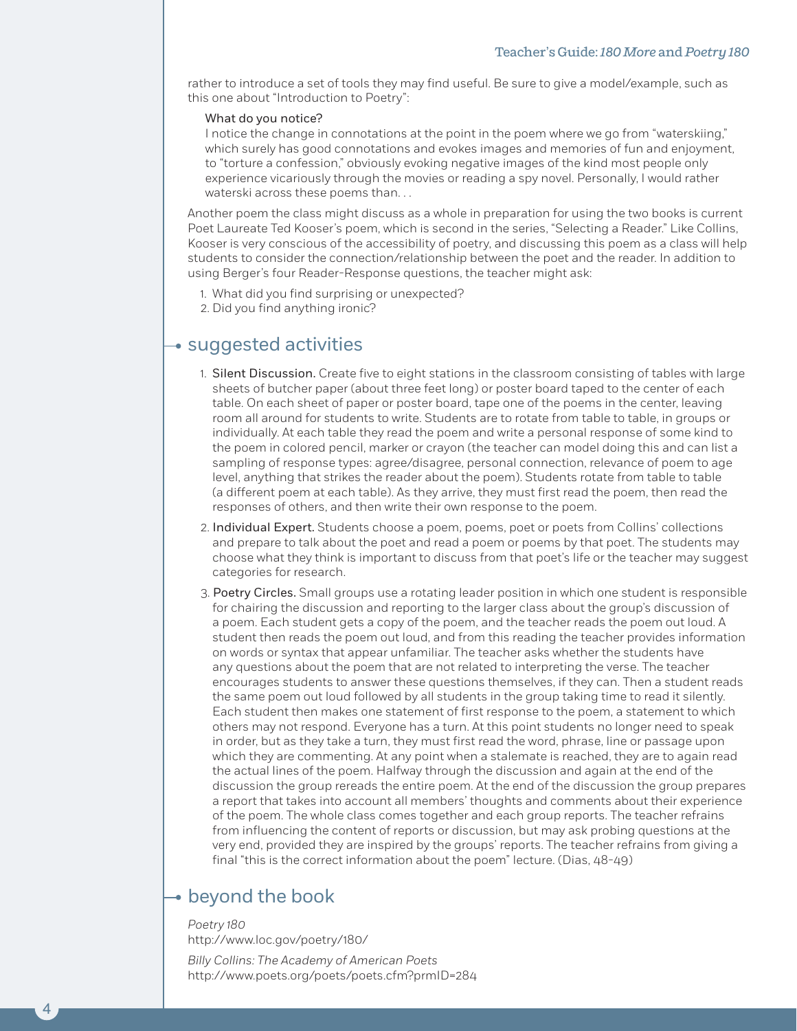rather to introduce a set of tools they may find useful. Be sure to give a model/example, such as this one about "Introduction to Poetry":

> What do you notice?
> I notice the change in connotations at the point in the poem where we go from "waterskiing," which surely has good connotations and evokes images and memories of fun and enjoyment, to "torture a confession," obviously evoking negative images of the kind most people only experience vicariously through the movies or reading a spy novel. Personally, I would rather waterski across these poems than. . .

Another poem the class might discuss as a whole in preparation for using the two books is current Poet Laureate Ted Kooser's poem, which is second in the series, "Selecting a Reader." Like Collins, Kooser is very conscious of the accessibility of poetry, and discussing this poem as a class will help students to consider the connection/relationship between the poet and the reader. In addition to using Berger's four Reader-Response questions, the teacher might ask:

1. What did you find surprising or unexpected?
2. Did you find anything ironic?

## suggested activities

1. **Silent Discussion.** Create five to eight stations in the classroom consisting of tables with large sheets of butcher paper (about three feet long) or poster board taped to the center of each table. On each sheet of paper or poster board, tape one of the poems in the center, leaving room all around for students to write. Students are to rotate from table to table, in groups or individually. At each table they read the poem and write a personal response of some kind to the poem in colored pencil, marker or crayon (the teacher can model doing this and can list a sampling of response types: agree/disagree, personal connection, relevance of poem to age level, anything that strikes the reader about the poem). Students rotate from table to table (a different poem at each table). As they arrive, they must first read the poem, then read the responses of others, and then write their own response to the poem.

2. **Individual Expert.** Students choose a poem, poems, poet or poets from Collins' collections and prepare to talk about the poet and read a poem or poems by that poet. The students may choose what they think is important to discuss from that poet's life or the teacher may suggest categories for research.

3. **Poetry Circles.** Small groups use a rotating leader position in which one student is responsible for chairing the discussion and reporting to the larger class about the group's discussion of a poem. Each student gets a copy of the poem, and the teacher reads the poem out loud. A student then reads the poem out loud, and from this reading the teacher provides information on words or syntax that appear unfamiliar. The teacher asks whether the students have any questions about the poem that are not related to interpreting the verse. The teacher encourages students to answer these questions themselves, if they can. Then a student reads the same poem out loud followed by all students in the group taking time to read it silently. Each student then makes one statement of first response to the poem, a statement to which others may not respond. Everyone has a turn. At this point students no longer need to speak in order, but as they take a turn, they must first read the word, phrase, line or passage upon which they are commenting. At any point when a stalemate is reached, they are to again read the actual lines of the poem. Halfway through the discussion and again at the end of the discussion the group rereads the entire poem. At the end of the discussion the group prepares a report that takes into account all members' thoughts and comments about their experience of the poem. The whole class comes together and each group reports. The teacher refrains from influencing the content of reports or discussion, but may ask probing questions at the very end, provided they are inspired by the groups' reports. The teacher refrains from giving a final "this is the correct information about the poem" lecture. (Dias, 48-49)

## beyond the book

*Poetry 180*
http://www.loc.gov/poetry/180/

*Billy Collins: The Academy of American Poets*
http://www.poets.org/poets/poets.cfm?prmID=284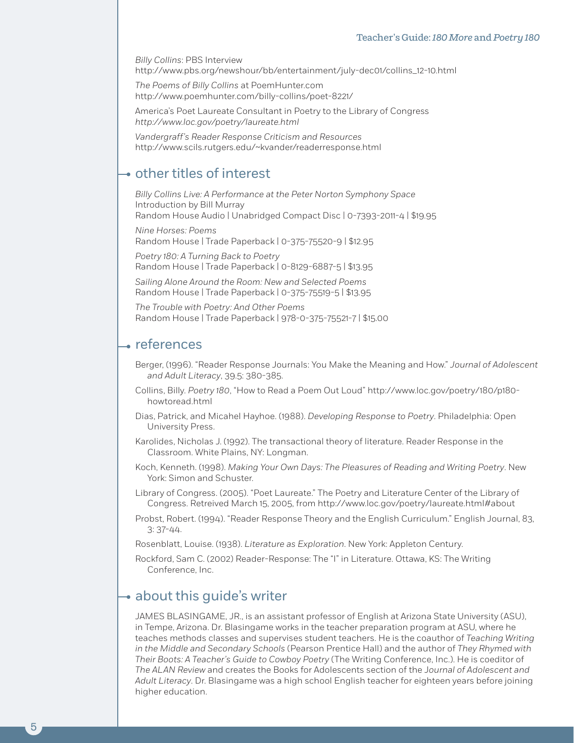*Billy Collins*: PBS Interview
http://www.pbs.org/newshour/bb/entertainment/july-dec01/collins_12-10.html

*The Poems of Billy Collins* at PoemHunter.com
http://www.poemhunter.com/billy-collins/poet-8221/

America's Poet Laureate Consultant in Poetry to the Library of Congress
*http://www.loc.gov/poetry/laureate.html*

*Vandergraff's Reader Response Criticism and Resources*
http://www.scils.rutgers.edu/~kvander/readerresponse.html

## other titles of interest

*Billy Collins Live: A Performance at the Peter Norton Symphony Space*
Introduction by Bill Murray
Random House Audio | Unabridged Compact Disc | 0-7393-2011-4 | $19.95

*Nine Horses: Poems*
Random House | Trade Paperback | 0-375-75520-9 | $12.95

*Poetry 180: A Turning Back to Poetry*
Random House | Trade Paperback | 0-8129-6887-5 | $13.95

*Sailing Alone Around the Room: New and Selected Poems*
Random House | Trade Paperback | 0-375-75519-5 | $13.95

*The Trouble with Poetry: And Other Poems*
Random House | Trade Paperback | 978-0-375-75521-7 | $15.00

## references

Berger, (1996). "Reader Response Journals: You Make the Meaning and How." *Journal of Adolescent and Adult Literacy*, 39.5: 380-385.

Collins, Billy. *Poetry 180*, "How to Read a Poem Out Loud" http://www.loc.gov/poetry/180/p180-howtoread.html

Dias, Patrick, and Micahel Hayhoe. (1988). *Developing Response to Poetry*. Philadelphia: Open University Press.

Karolides, Nicholas J. (1992). The transactional theory of literature. Reader Response in the Classroom. White Plains, NY: Longman.

Koch, Kenneth. (1998). *Making Your Own Days: The Pleasures of Reading and Writing Poetry*. New York: Simon and Schuster.

Library of Congress. (2005). "Poet Laureate." The Poetry and Literature Center of the Library of Congress. Retreived March 15, 2005, from http://www.loc.gov/poetry/laureate.html#about

Probst, Robert. (1994). "Reader Response Theory and the English Curriculum." English Journal, 83, 3: 37-44.

Rosenblatt, Louise. (1938). *Literature as Exploration*. New York: Appleton Century.

Rockford, Sam C. (2002) Reader-Response: The "I" in Literature. Ottawa, KS: The Writing Conference, Inc.

## about this guide's writer

JAMES BLASINGAME, JR., is an assistant professor of English at Arizona State University (ASU), in Tempe, Arizona. Dr. Blasingame works in the teacher preparation program at ASU, where he teaches methods classes and supervises student teachers. He is the coauthor of *Teaching Writing in the Middle and Secondary Schools* (Pearson Prentice Hall) and the author of *They Rhymed with Their Boots: A Teacher's Guide to Cowboy Poetry* (The Writing Conference, Inc.). He is coeditor of *The ALAN Review* and creates the Books for Adolescents section of the J*ournal of Adolescent and Adult Literacy*. Dr. Blasingame was a high school English teacher for eighteen years before joining higher education.